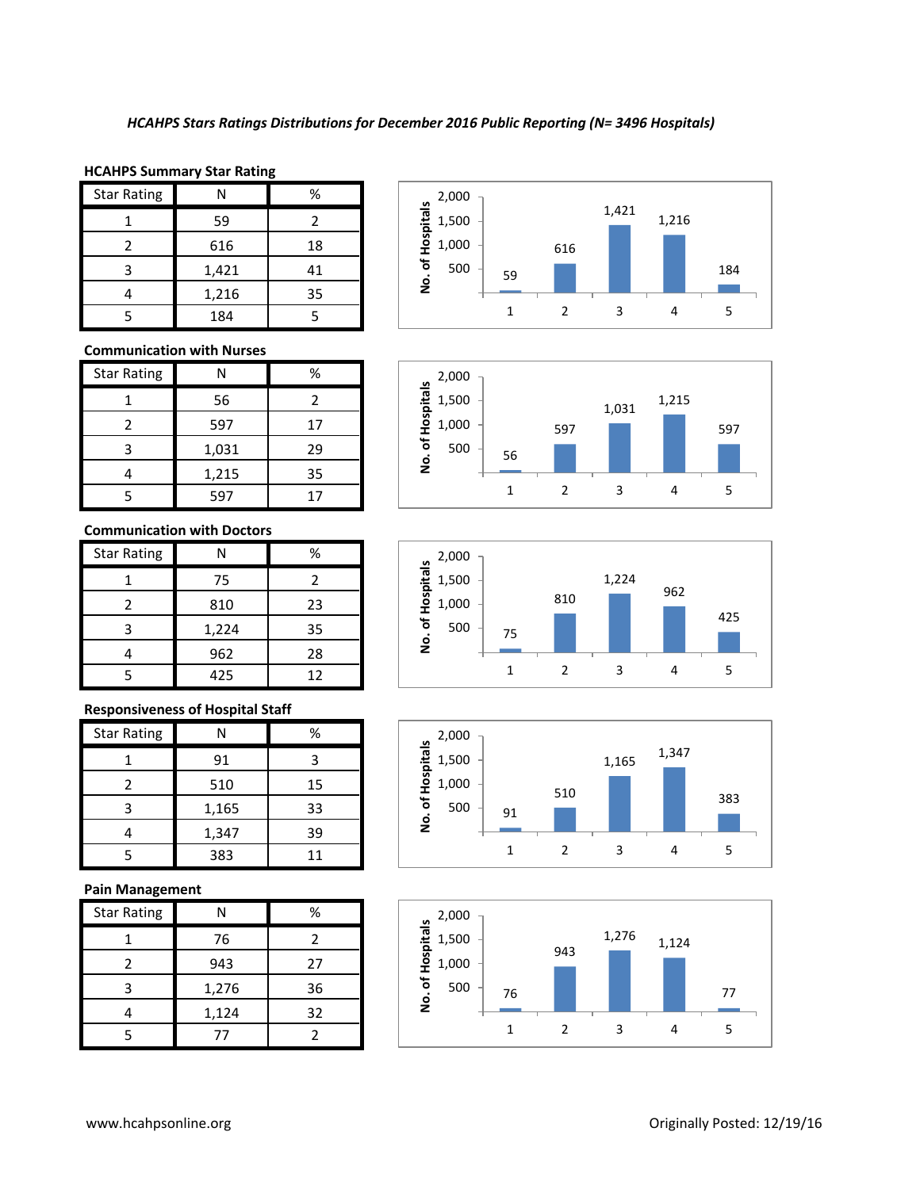*HCAHPS Stars Ratings Distributions for December 2016 Public Reporting (N= 3496 Hospitals)*

**HCAHPS Summary Star Rating**

| Star Rating | N | % |
|---|---|---|
| 1 | 59 | 2 |
| 2 | 616 | 18 |
| 3 | 1,421 | 41 |
| 4 | 1,216 | 35 |
| 5 | 184 | 5 |

**Communication with Nurses**

| Star Rating | N | % |
|---|---|---|
| 1 | 56 | 2 |
| 2 | 597 | 17 |
| 3 | 1,031 | 29 |
| 4 | 1,215 | 35 |
| 5 | 597 | 17 |

**Communication with Doctors**

| Star Rating | N | % |
|---|---|---|
| 1 | 75 | 2 |
| 2 | 810 | 23 |
| 3 | 1,224 | 35 |
| 4 | 962 | 28 |
| 5 | 425 | 12 |

**Responsiveness of Hospital Staff**

| Star Rating | N | % |
|---|---|---|
| 1 | 91 | 3 |
| 2 | 510 | 15 |
| 3 | 1,165 | 33 |
| 4 | 1,347 | 39 |
| 5 | 383 | 11 |

**Pain Management**

| Star Rating | N | % |
|---|---|---|
| 1 | 76 | 2 |
| 2 | 943 | 27 |
| 3 | 1,276 | 36 |
| 4 | 1,124 | 32 |
| 5 | 77 | 2 |

www.hcahpsonline.org

Originally Posted: 12/19/16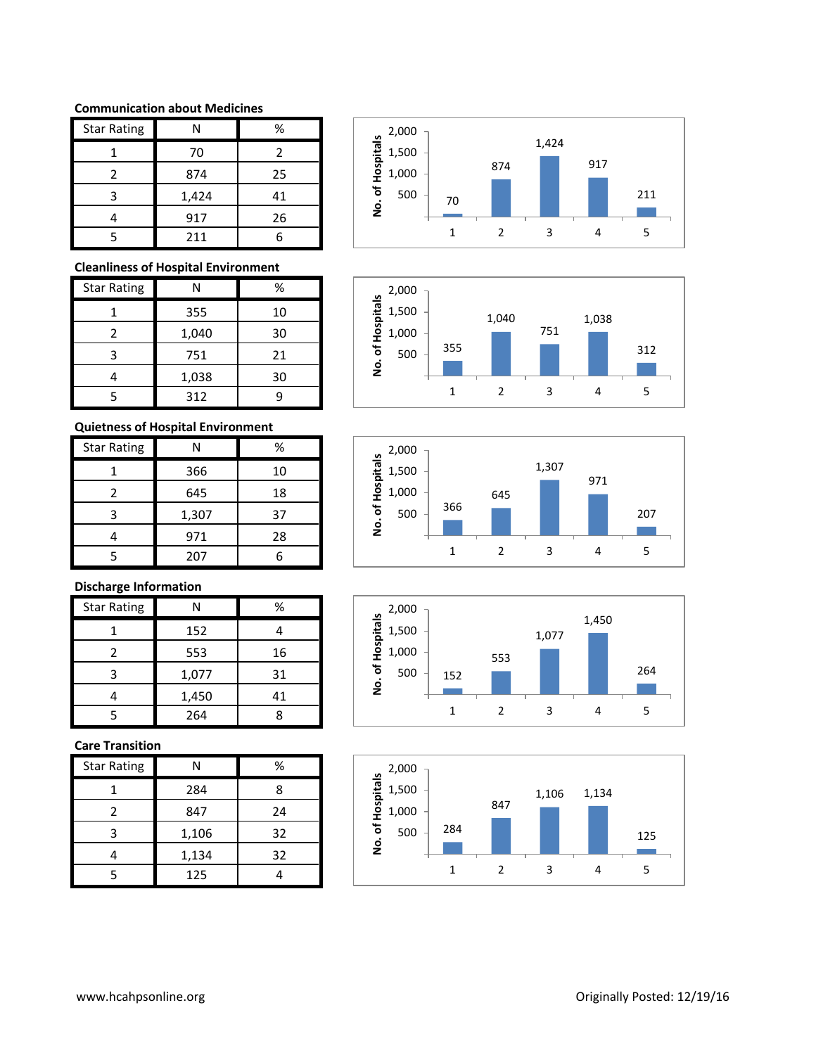**Communication about Medicines**

| Star Rating | N | % |
|---|---|---|
| 1 | 70 | 2 |
| 2 | 874 | 25 |
| 3 | 1,424 | 41 |
| 4 | 917 | 26 |
| 5 | 211 | 6 |

**Cleanliness of Hospital Environment**

| Star Rating | N | % |
|---|---|---|
| 1 | 355 | 10 |
| 2 | 1,040 | 30 |
| 3 | 751 | 21 |
| 4 | 1,038 | 30 |
| 5 | 312 | 9 |

**Quietness of Hospital Environment**

| Star Rating | N | % |
|---|---|---|
| 1 | 366 | 10 |
| 2 | 645 | 18 |
| 3 | 1,307 | 37 |
| 4 | 971 | 28 |
| 5 | 207 | 6 |

**Discharge Information**

| Star Rating | N | % |
|---|---|---|
| 1 | 152 | 4 |
| 2 | 553 | 16 |
| 3 | 1,077 | 31 |
| 4 | 1,450 | 41 |
| 5 | 264 | 8 |

**Care Transition**

| Star Rating | N | % |
|---|---|---|
| 1 | 284 | 8 |
| 2 | 847 | 24 |
| 3 | 1,106 | 32 |
| 4 | 1,134 | 32 |
| 5 | 125 | 4 |

www.hcahpsonline.org Originally Posted: 12/19/16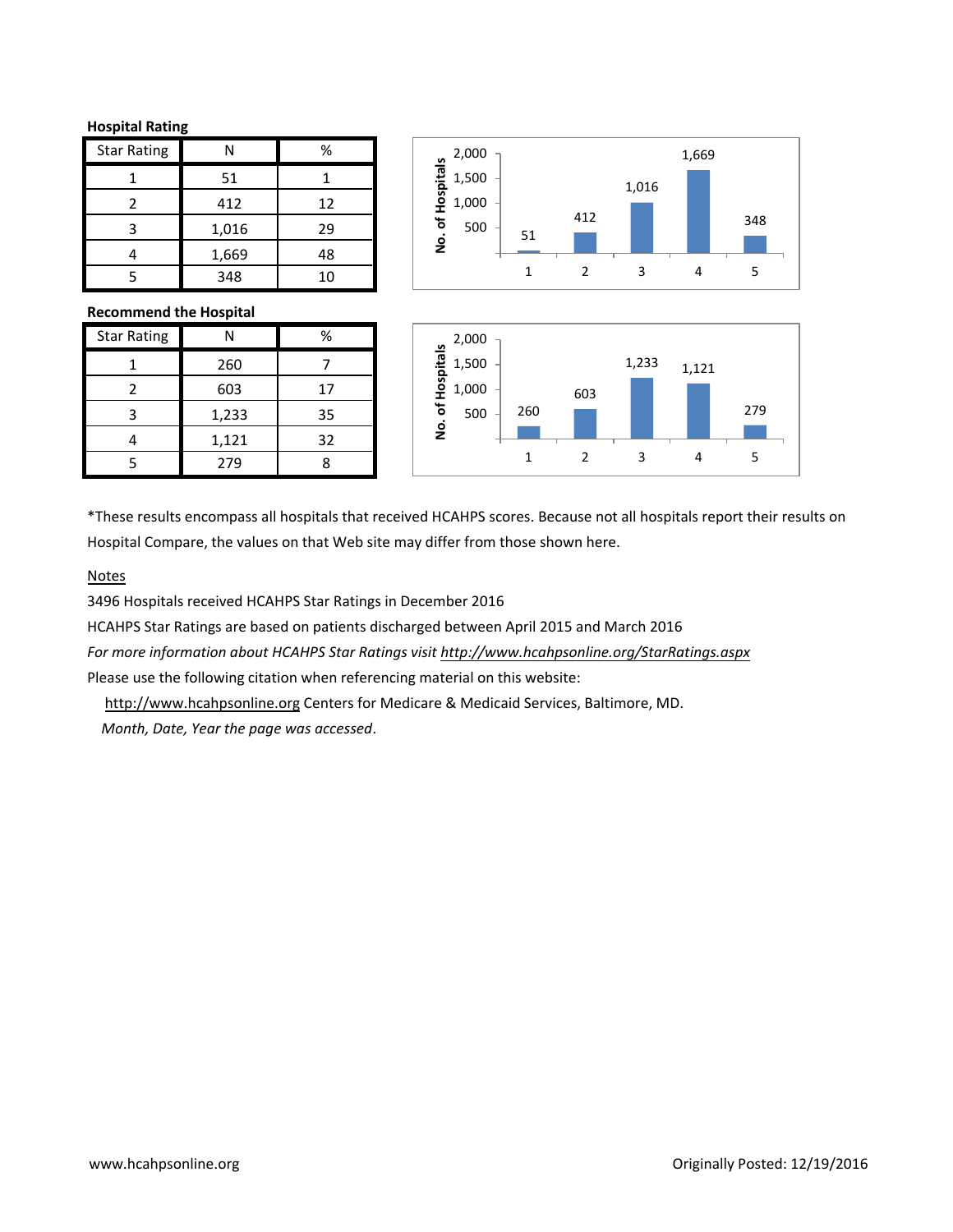**Hospital Rating**

| Star Rating | N | % |
|---|---|---|
| 1 | 51 | 1 |
| 2 | 412 | 12 |
| 3 | 1,016 | 29 |
| 4 | 1,669 | 48 |
| 5 | 348 | 10 |

No. of Hospitals

2,000
1,500
1,000
500

51
412
1,016
1,669
348

1 2 3 4 5

**Recommend the Hospital**

| Star Rating | N | % |
|---|---|---|
| 1 | 260 | 7 |
| 2 | 603 | 17 |
| 3 | 1,233 | 35 |
| 4 | 1,121 | 32 |
| 5 | 279 | 8 |

No. of Hospitals

2,000
1,500
1,000
500

260
603
1,233
1,121
279

1 2 3 4 5

*These results encompass all hospitals that received HCAHPS scores. Because not all hospitals report their results on Hospital Compare, the values on that Web site may differ from those shown here.

Notes

3496 Hospitals received HCAHPS Star Ratings in December 2016

HCAHPS Star Ratings are based on patients discharged between April 2015 and March 2016

*For more information about HCAHPS Star Ratings visit http://www.hcahpsonline.org/StarRatings.aspx*

Please use the following citation when referencing material on this website:

http://www.hcahpsonline.org Centers for Medicare & Medicaid Services, Baltimore, MD.
*Month, Date, Year the page was accessed*.

www.hcahpsonline.org

Originally Posted: 12/19/2016